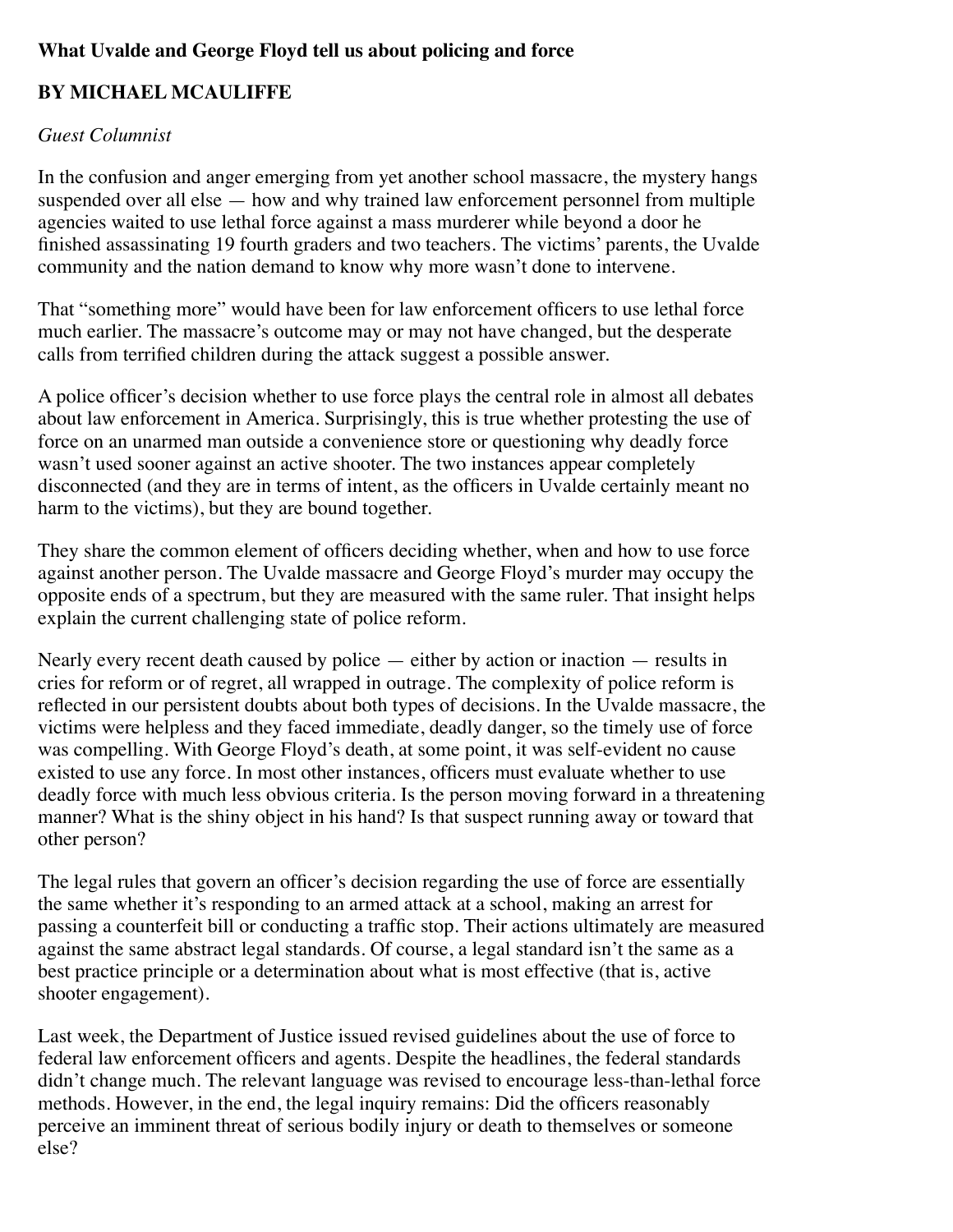# What Uvalde and George Floyd tell us about policing and force

**BY MICHAEL MCAULIFFE**

*Guest Columnist*

In the confusion and anger emerging from yet another school massacre, the mystery hangs suspended over all else — how and why trained law enforcement personnel from multiple agencies waited to use lethal force against a mass murderer while beyond a door he finished assassinating 19 fourth graders and two teachers. The victims' parents, the Uvalde community and the nation demand to know why more wasn't done to intervene.

That "something more" would have been for law enforcement officers to use lethal force much earlier. The massacre's outcome may or may not have changed, but the desperate calls from terrified children during the attack suggest a possible answer.

A police officer's decision whether to use force plays the central role in almost all debates about law enforcement in America. Surprisingly, this is true whether protesting the use of force on an unarmed man outside a convenience store or questioning why deadly force wasn't used sooner against an active shooter. The two instances appear completely disconnected (and they are in terms of intent, as the officers in Uvalde certainly meant no harm to the victims), but they are bound together.

They share the common element of officers deciding whether, when and how to use force against another person. The Uvalde massacre and George Floyd's murder may occupy the opposite ends of a spectrum, but they are measured with the same ruler. That insight helps explain the current challenging state of police reform.

Nearly every recent death caused by police — either by action or inaction — results in cries for reform or of regret, all wrapped in outrage. The complexity of police reform is reflected in our persistent doubts about both types of decisions. In the Uvalde massacre, the victims were helpless and they faced immediate, deadly danger, so the timely use of force was compelling. With George Floyd's death, at some point, it was self-evident no cause existed to use any force. In most other instances, officers must evaluate whether to use deadly force with much less obvious criteria. Is the person moving forward in a threatening manner? What is the shiny object in his hand? Is that suspect running away or toward that other person?

The legal rules that govern an officer's decision regarding the use of force are essentially the same whether it's responding to an armed attack at a school, making an arrest for passing a counterfeit bill or conducting a traffic stop. Their actions ultimately are measured against the same abstract legal standards. Of course, a legal standard isn't the same as a best practice principle or a determination about what is most effective (that is, active shooter engagement).

Last week, the Department of Justice issued revised guidelines about the use of force to federal law enforcement officers and agents. Despite the headlines, the federal standards didn't change much. The relevant language was revised to encourage less-than-lethal force methods. However, in the end, the legal inquiry remains: Did the officers reasonably perceive an imminent threat of serious bodily injury or death to themselves or someone else?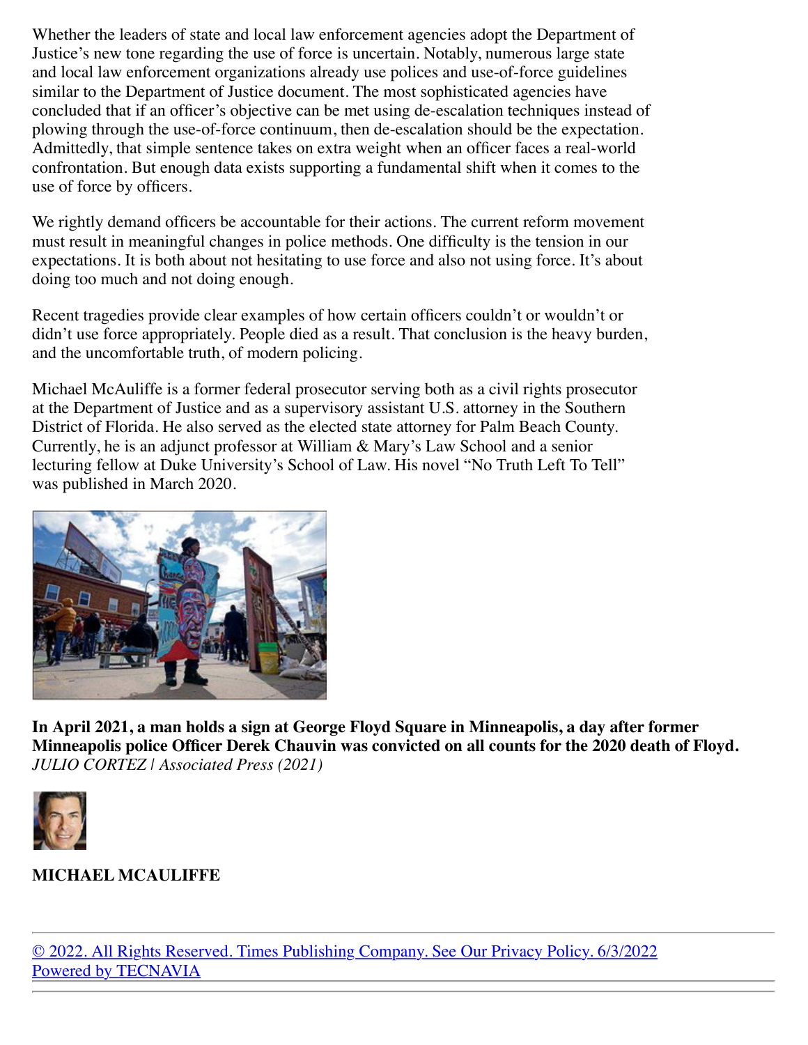Whether the leaders of state and local law enforcement agencies adopt the Department of Justice's new tone regarding the use of force is uncertain. Notably, numerous large state and local law enforcement organizations already use polices and use-of-force guidelines similar to the Department of Justice document. The most sophisticated agencies have concluded that if an officer's objective can be met using de-escalation techniques instead of plowing through the use-of-force continuum, then de-escalation should be the expectation. Admittedly, that simple sentence takes on extra weight when an officer faces a real-world confrontation. But enough data exists supporting a fundamental shift when it comes to the use of force by officers.

We rightly demand officers be accountable for their actions. The current reform movement must result in meaningful changes in police methods. One difficulty is the tension in our expectations. It is both about not hesitating to use force and also not using force. It's about doing too much and not doing enough.

Recent tragedies provide clear examples of how certain officers couldn't or wouldn't or didn't use force appropriately. People died as a result. That conclusion is the heavy burden, and the uncomfortable truth, of modern policing.

Michael McAuliffe is a former federal prosecutor serving both as a civil rights prosecutor at the Department of Justice and as a supervisory assistant U.S. attorney in the Southern District of Florida. He also served as the elected state attorney for Palm Beach County. Currently, he is an adjunct professor at William & Mary's Law School and a senior lecturing fellow at Duke University's School of Law. His novel "No Truth Left To Tell" was published in March 2020.

**In April 2021, a man holds a sign at George Floyd Square in Minneapolis, a day after former Minneapolis police Officer Derek Chauvin was convicted on all counts for the 2020 death of Floyd.**
*JULIO CORTEZ | Associated Press (2021)*

**MICHAEL MCAULIFFE**

© 2022. All Rights Reserved. Times Publishing Company. See Our Privacy Policy. 6/3/2022
Powered by TECNAVIA